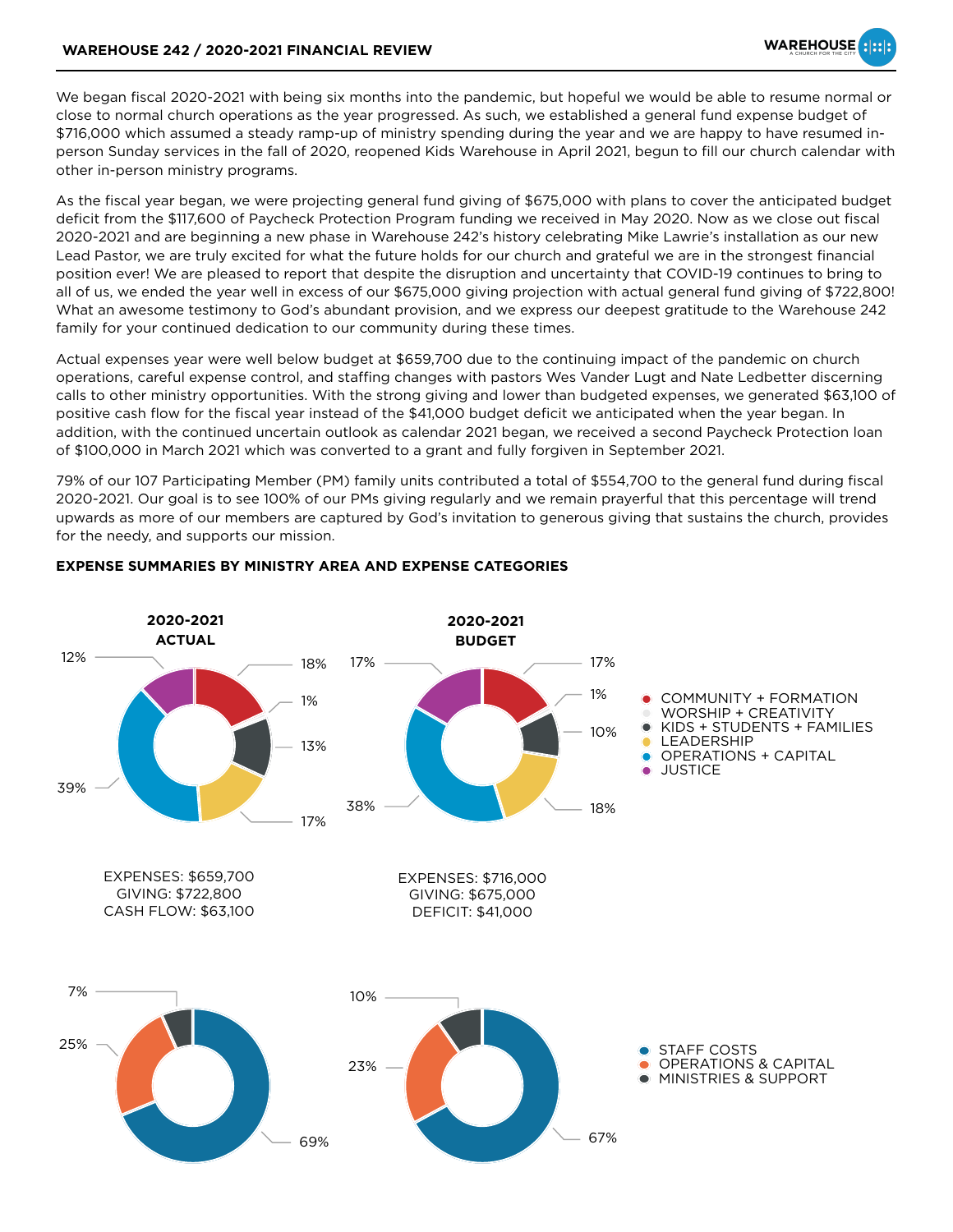# WAREHOUSE 242 / 2020-2021 FINANCIAL REVIEW

We began fiscal 2020-2021 with being six months into the pandemic, but hopeful we would be able to resume normal or close to normal church operations as the year progressed. As such, we established a general fund expense budget of $716,000 which assumed a steady ramp-up of ministry spending during the year and we are happy to have resumed in-person Sunday services in the fall of 2020, reopened Kids Warehouse in April 2021, begun to fill our church calendar with other in-person ministry programs.

As the fiscal year began, we were projecting general fund giving of $675,000 with plans to cover the anticipated budget deficit from the $117,600 of Paycheck Protection Program funding we received in May 2020. Now as we close out fiscal 2020-2021 and are beginning a new phase in Warehouse 242's history celebrating Mike Lawrie's installation as our new Lead Pastor, we are truly excited for what the future holds for our church and grateful we are in the strongest financial position ever! We are pleased to report that despite the disruption and uncertainty that COVID-19 continues to bring to all of us, we ended the year well in excess of our $675,000 giving projection with actual general fund giving of $722,800! What an awesome testimony to God's abundant provision, and we express our deepest gratitude to the Warehouse 242 family for your continued dedication to our community during these times.

Actual expenses year were well below budget at $659,700 due to the continuing impact of the pandemic on church operations, careful expense control, and staffing changes with pastors Wes Vander Lugt and Nate Ledbetter discerning calls to other ministry opportunities. With the strong giving and lower than budgeted expenses, we generated $63,100 of positive cash flow for the fiscal year instead of the $41,000 budget deficit we anticipated when the year began. In addition, with the continued uncertain outlook as calendar 2021 began, we received a second Paycheck Protection loan of $100,000 in March 2021 which was converted to a grant and fully forgiven in September 2021.

79% of our 107 Participating Member (PM) family units contributed a total of $554,700 to the general fund during fiscal 2020-2021. Our goal is to see 100% of our PMs giving regularly and we remain prayerful that this percentage will trend upwards as more of our members are captured by God's invitation to generous giving that sustains the church, provides for the needy, and supports our mission.

## EXPENSE SUMMARIES BY MINISTRY AREA AND EXPENSE CATEGORIES

| Ministry Area | 2020-2021 ACTUAL | 2020-2021 BUDGET |
|---|---|---|
| COMMUNITY + FORMATION | 18% | 17% |
| WORSHIP + CREATIVITY | 1% | 1% |
| KIDS + STUDENTS + FAMILIES | 13% | 10% |
| LEADERSHIP | 17% | 18% |
| OPERATIONS + CAPITAL | 39% | 38% |
| JUSTICE | 12% | 17% |

| | 2020-2021 ACTUAL | 2020-2021 BUDGET |
|---|---|---|
| EXPENSES | $659,700 | $716,000 |
| GIVING | $722,800 | $675,000 |
| CASH FLOW / DEFICIT | CASH FLOW: $63,100 | DEFICIT: $41,000 |

| Expense Category | 2020-2021 ACTUAL | 2020-2021 BUDGET |
|---|---|---|
| STAFF COSTS | 69% | 67% |
| OPERATIONS & CAPITAL | 25% | 23% |
| MINISTRIES & SUPPORT | 7% | 10% |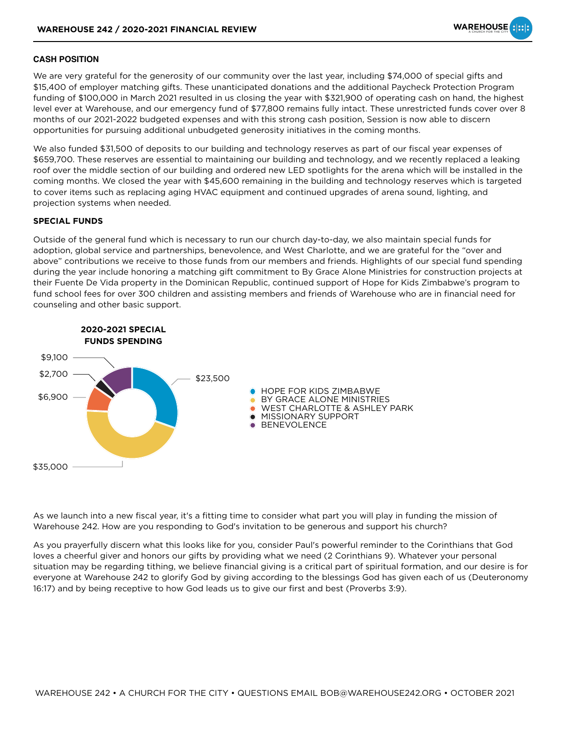### CASH POSITION

We are very grateful for the generosity of our community over the last year, including $74,000 of special gifts and $15,400 of employer matching gifts. These unanticipated donations and the additional Paycheck Protection Program funding of $100,000 in March 2021 resulted in us closing the year with $321,900 of operating cash on hand, the highest level ever at Warehouse, and our emergency fund of $77,800 remains fully intact. These unrestricted funds cover over 8 months of our 2021-2022 budgeted expenses and with this strong cash position, Session is now able to discern opportunities for pursuing additional unbudgeted generosity initiatives in the coming months.

We also funded $31,500 of deposits to our building and technology reserves as part of our fiscal year expenses of $659,700. These reserves are essential to maintaining our building and technology, and we recently replaced a leaking roof over the middle section of our building and ordered new LED spotlights for the arena which will be installed in the coming months. We closed the year with $45,600 remaining in the building and technology reserves which is targeted to cover items such as replacing aging HVAC equipment and continued upgrades of arena sound, lighting, and projection systems when needed.

### SPECIAL FUNDS

Outside of the general fund which is necessary to run our church day-to-day, we also maintain special funds for adoption, global service and partnerships, benevolence, and West Charlotte, and we are grateful for the "over and above" contributions we receive to those funds from our members and friends. Highlights of our special fund spending during the year include honoring a matching gift commitment to By Grace Alone Ministries for construction projects at their Fuente De Vida property in the Dominican Republic, continued support of Hope for Kids Zimbabwe's program to fund school fees for over 300 children and assisting members and friends of Warehouse who are in financial need for counseling and other basic support.

**2020-2021 SPECIAL FUNDS SPENDING**

$9,100
$2,700
$6,900
$35,000
$23,500

HOPE FOR KIDS ZIMBABWE
BY GRACE ALONE MINISTRIES
WEST CHARLOTTE & ASHLEY PARK
MISSIONARY SUPPORT
BENEVOLENCE

As we launch into a new fiscal year, it's a fitting time to consider what part you will play in funding the mission of Warehouse 242. How are you responding to God's invitation to be generous and support his church?

As you prayerfully discern what this looks like for you, consider Paul's powerful reminder to the Corinthians that God loves a cheerful giver and honors our gifts by providing what we need (2 Corinthians 9). Whatever your personal situation may be regarding tithing, we believe financial giving is a critical part of spiritual formation, and our desire is for everyone at Warehouse 242 to glorify God by giving according to the blessings God has given each of us (Deuteronomy 16:17) and by being receptive to how God leads us to give our first and best (Proverbs 3:9).